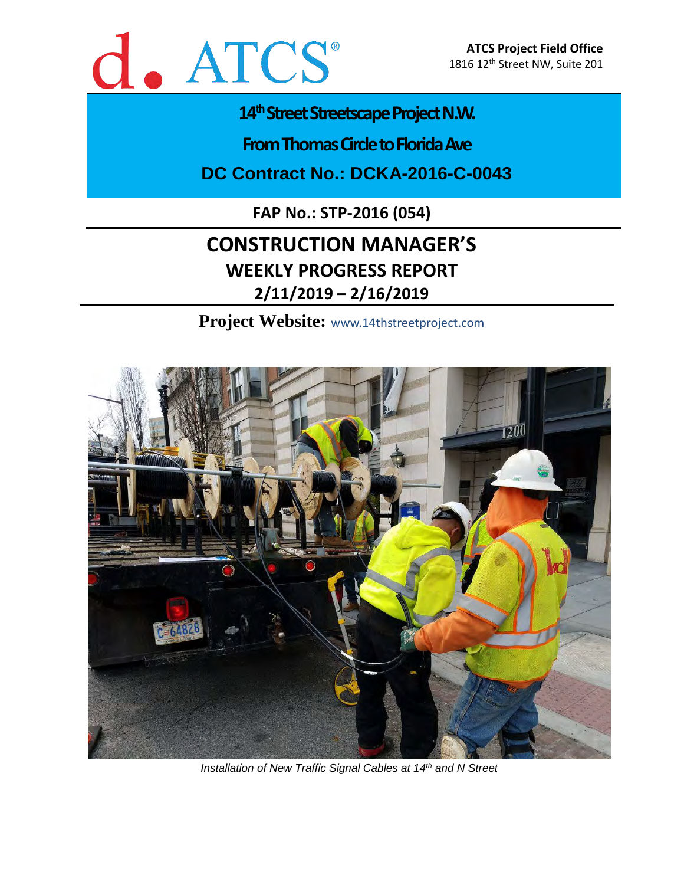d. ATCS®

**ATCS Project Field Office**
1816 12th Street NW, Suite 201

# 14th Street Streetscape Project N.W.

## From Thomas Circle to Florida Ave

## DC Contract No.: DCKA-2016-C-0043

**FAP No.: STP-2016 (054)**

# CONSTRUCTION MANAGER'S

## WEEKLY PROGRESS REPORT

## 2/11/2019 – 2/16/2019

**Project Website:** www.14thstreetproject.com

*Installation of New Traffic Signal Cables at 14th and N Street*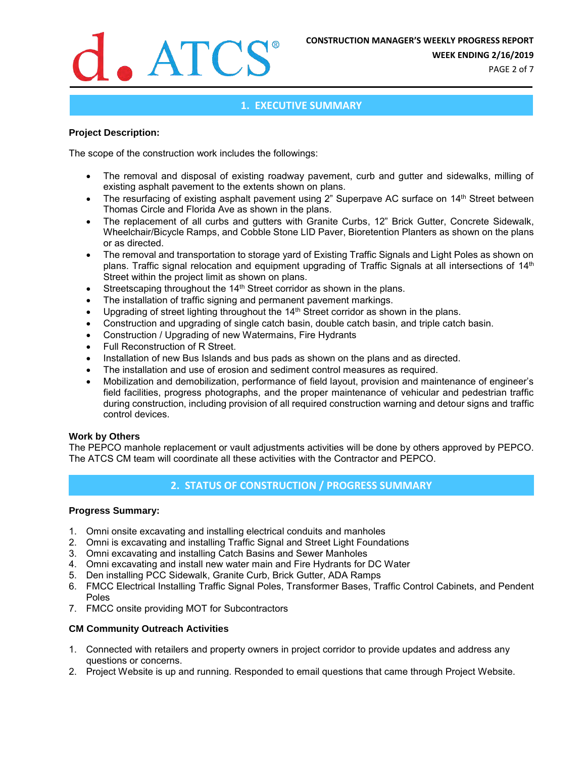## 1. EXECUTIVE SUMMARY

**Project Description:**

The scope of the construction work includes the followings:

- The removal and disposal of existing roadway pavement, curb and gutter and sidewalks, milling of existing asphalt pavement to the extents shown on plans.
- The resurfacing of existing asphalt pavement using 2" Superpave AC surface on 14th Street between Thomas Circle and Florida Ave as shown in the plans.
- The replacement of all curbs and gutters with Granite Curbs, 12" Brick Gutter, Concrete Sidewalk, Wheelchair/Bicycle Ramps, and Cobble Stone LID Paver, Bioretention Planters as shown on the plans or as directed.
- The removal and transportation to storage yard of Existing Traffic Signals and Light Poles as shown on plans. Traffic signal relocation and equipment upgrading of Traffic Signals at all intersections of 14th Street within the project limit as shown on plans.
- Streetscaping throughout the 14th Street corridor as shown in the plans.
- The installation of traffic signing and permanent pavement markings.
- Upgrading of street lighting throughout the 14th Street corridor as shown in the plans.
- Construction and upgrading of single catch basin, double catch basin, and triple catch basin.
- Construction / Upgrading of new Watermains, Fire Hydrants
- Full Reconstruction of R Street.
- Installation of new Bus Islands and bus pads as shown on the plans and as directed.
- The installation and use of erosion and sediment control measures as required.
- Mobilization and demobilization, performance of field layout, provision and maintenance of engineer's field facilities, progress photographs, and the proper maintenance of vehicular and pedestrian traffic during construction, including provision of all required construction warning and detour signs and traffic control devices.

**Work by Others**

The PEPCO manhole replacement or vault adjustments activities will be done by others approved by PEPCO. The ATCS CM team will coordinate all these activities with the Contractor and PEPCO.

## 2. STATUS OF CONSTRUCTION / PROGRESS SUMMARY

**Progress Summary:**

1. Omni onsite excavating and installing electrical conduits and manholes
2. Omni is excavating and installing Traffic Signal and Street Light Foundations
3. Omni excavating and installing Catch Basins and Sewer Manholes
4. Omni excavating and install new water main and Fire Hydrants for DC Water
5. Den installing PCC Sidewalk, Granite Curb, Brick Gutter, ADA Ramps
6. FMCC Electrical Installing Traffic Signal Poles, Transformer Bases, Traffic Control Cabinets, and Pendent Poles
7. FMCC onsite providing MOT for Subcontractors

**CM Community Outreach Activities**

1. Connected with retailers and property owners in project corridor to provide updates and address any questions or concerns.
2. Project Website is up and running. Responded to email questions that came through Project Website.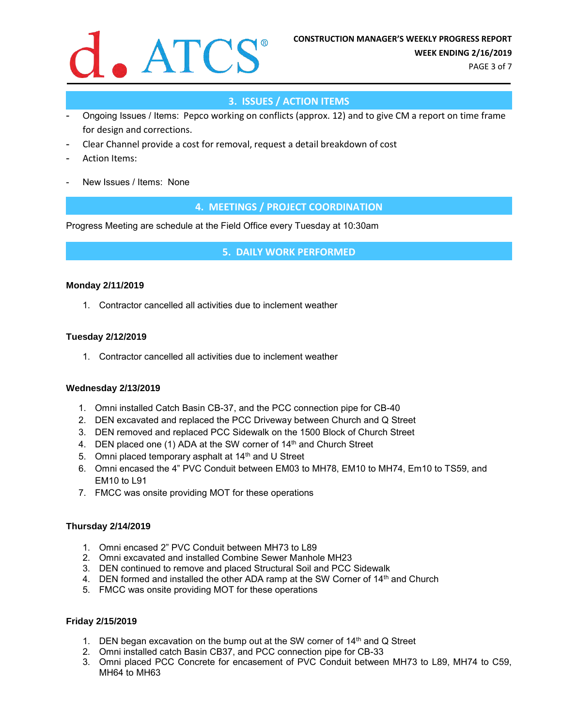## 3. ISSUES / ACTION ITEMS

- Ongoing Issues / Items: Pepco working on conflicts (approx. 12) and to give CM a report on time frame for design and corrections.
- Clear Channel provide a cost for removal, request a detail breakdown of cost
- Action Items:

- New Issues / Items: None

## 4. MEETINGS / PROJECT COORDINATION

Progress Meeting are schedule at the Field Office every Tuesday at 10:30am

## 5. DAILY WORK PERFORMED

**Monday 2/11/2019**

1. Contractor cancelled all activities due to inclement weather

**Tuesday 2/12/2019**

1. Contractor cancelled all activities due to inclement weather

**Wednesday 2/13/2019**

1. Omni installed Catch Basin CB-37, and the PCC connection pipe for CB-40
2. DEN excavated and replaced the PCC Driveway between Church and Q Street
3. DEN removed and replaced PCC Sidewalk on the 1500 Block of Church Street
4. DEN placed one (1) ADA at the SW corner of 14th and Church Street
5. Omni placed temporary asphalt at 14th and U Street
6. Omni encased the 4" PVC Conduit between EM03 to MH78, EM10 to MH74, Em10 to TS59, and EM10 to L91
7. FMCC was onsite providing MOT for these operations

**Thursday 2/14/2019**

1. Omni encased 2" PVC Conduit between MH73 to L89
2. Omni excavated and installed Combine Sewer Manhole MH23
3. DEN continued to remove and placed Structural Soil and PCC Sidewalk
4. DEN formed and installed the other ADA ramp at the SW Corner of 14th and Church
5. FMCC was onsite providing MOT for these operations

**Friday 2/15/2019**

1. DEN began excavation on the bump out at the SW corner of 14th and Q Street
2. Omni installed catch Basin CB37, and PCC connection pipe for CB-33
3. Omni placed PCC Concrete for encasement of PVC Conduit between MH73 to L89, MH74 to C59, MH64 to MH63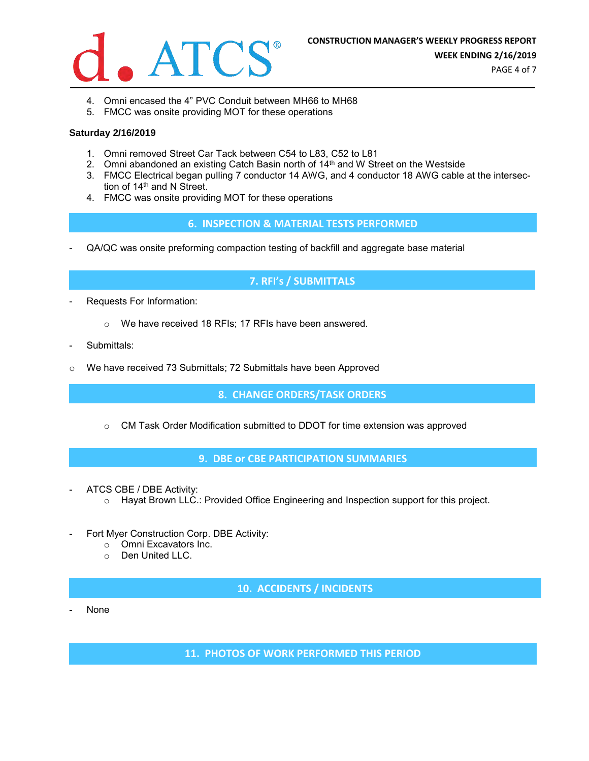4. Omni encased the 4" PVC Conduit between MH66 to MH68
5. FMCC was onsite providing MOT for these operations

**Saturday 2/16/2019**

1. Omni removed Street Car Tack between C54 to L83, C52 to L81
2. Omni abandoned an existing Catch Basin north of 14th and W Street on the Westside
3. FMCC Electrical began pulling 7 conductor 14 AWG, and 4 conductor 18 AWG cable at the intersection of 14th and N Street.
4. FMCC was onsite providing MOT for these operations

## 6. INSPECTION & MATERIAL TESTS PERFORMED

- QA/QC was onsite preforming compaction testing of backfill and aggregate base material

## 7. RFI's / SUBMITTALS

- Requests For Information:
  - We have received 18 RFIs; 17 RFIs have been answered.
- Submittals:
  - We have received 73 Submittals; 72 Submittals have been Approved

## 8. CHANGE ORDERS/TASK ORDERS

- CM Task Order Modification submitted to DDOT for time extension was approved

## 9. DBE or CBE PARTICIPATION SUMMARIES

- ATCS CBE / DBE Activity:
  - Hayat Brown LLC.: Provided Office Engineering and Inspection support for this project.
- Fort Myer Construction Corp. DBE Activity:
  - Omni Excavators Inc.
  - Den United LLC.

## 10. ACCIDENTS / INCIDENTS

- None

## 11. PHOTOS OF WORK PERFORMED THIS PERIOD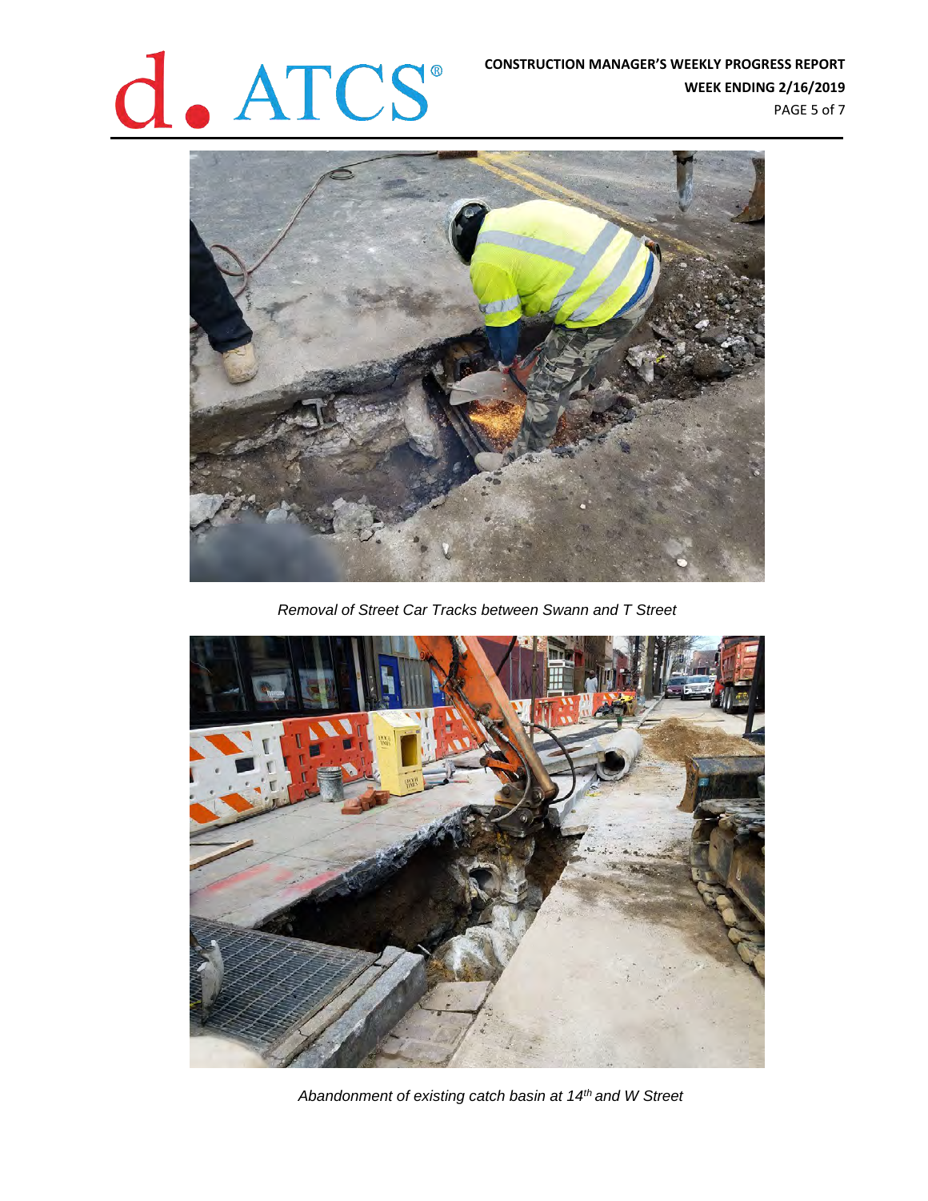*Removal of Street Car Tracks between Swann and T Street*

*Abandonment of existing catch basin at 14th and W Street*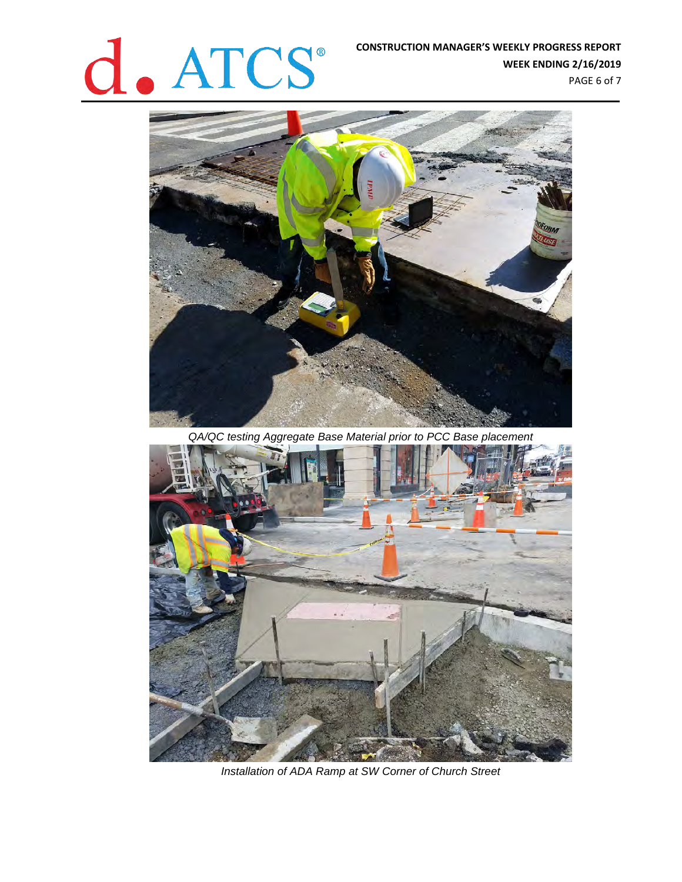*QA/QC testing Aggregate Base Material prior to PCC Base placement*

*Installation of ADA Ramp at SW Corner of Church Street*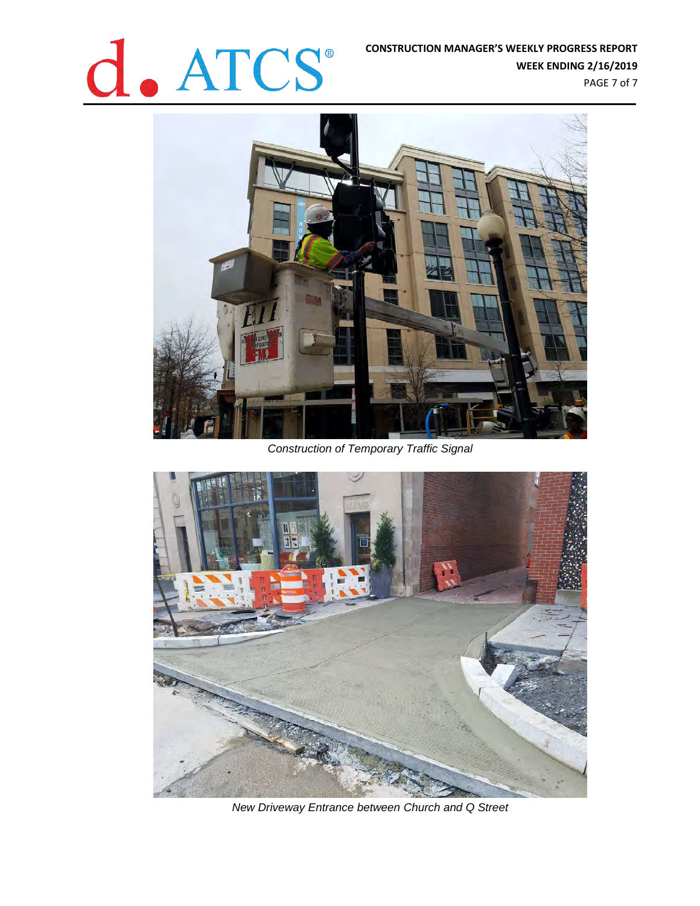Construction of Temporary Traffic Signal

New Driveway Entrance between Church and Q Street